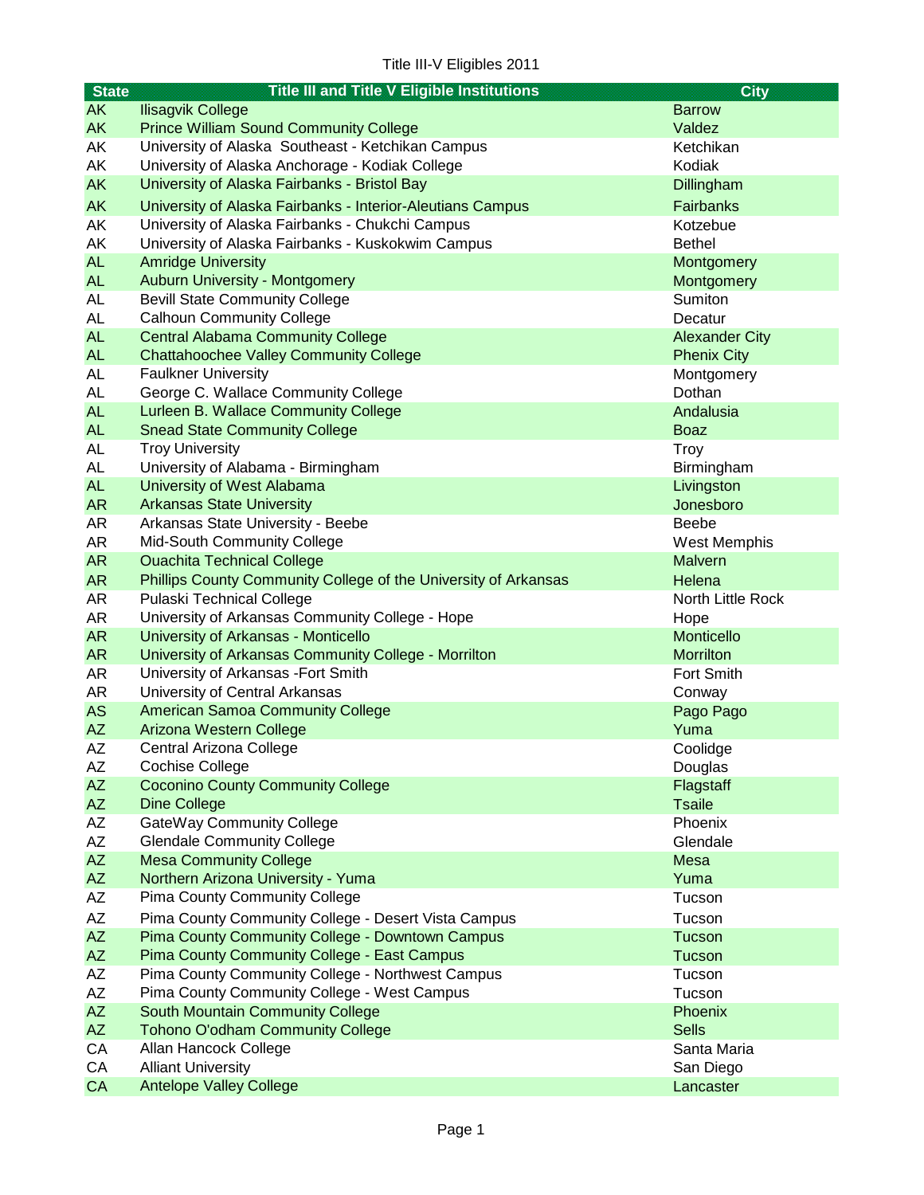Title III-V Eligibles 2011

| State | Title III and Title V Eligible Institutions | City |
|---|---|---|
| AK | Ilisagvik College | Barrow |
| AK | Prince William Sound Community College | Valdez |
| AK | University of Alaska  Southeast - Ketchikan Campus | Ketchikan |
| AK | University of Alaska Anchorage - Kodiak College | Kodiak |
| AK | University of Alaska Fairbanks - Bristol Bay | Dillingham |
| AK | University of Alaska Fairbanks - Interior-Aleutians Campus | Fairbanks |
| AK | University of Alaska Fairbanks - Chukchi Campus | Kotzebue |
| AK | University of Alaska Fairbanks - Kuskokwim Campus | Bethel |
| AL | Amridge University | Montgomery |
| AL | Auburn University - Montgomery | Montgomery |
| AL | Bevill State Community College | Sumiton |
| AL | Calhoun Community College | Decatur |
| AL | Central Alabama Community College | Alexander City |
| AL | Chattahoochee Valley Community College | Phenix City |
| AL | Faulkner University | Montgomery |
| AL | George C. Wallace Community College | Dothan |
| AL | Lurleen B. Wallace Community College | Andalusia |
| AL | Snead State Community College | Boaz |
| AL | Troy University | Troy |
| AL | University of Alabama - Birmingham | Birmingham |
| AL | University of West Alabama | Livingston |
| AR | Arkansas State University | Jonesboro |
| AR | Arkansas State University - Beebe | Beebe |
| AR | Mid-South Community College | West Memphis |
| AR | Ouachita Technical College | Malvern |
| AR | Phillips County Community College of the University of Arkansas | Helena |
| AR | Pulaski Technical College | North Little Rock |
| AR | University of Arkansas Community College - Hope | Hope |
| AR | University of Arkansas - Monticello | Monticello |
| AR | University of Arkansas Community College - Morrilton | Morrilton |
| AR | University of Arkansas -Fort Smith | Fort Smith |
| AR | University of Central Arkansas | Conway |
| AS | American Samoa Community College | Pago Pago |
| AZ | Arizona Western College | Yuma |
| AZ | Central Arizona College | Coolidge |
| AZ | Cochise College | Douglas |
| AZ | Coconino County Community College | Flagstaff |
| AZ | Dine College | Tsaile |
| AZ | GateWay Community College | Phoenix |
| AZ | Glendale Community College | Glendale |
| AZ | Mesa Community College | Mesa |
| AZ | Northern Arizona University - Yuma | Yuma |
| AZ | Pima County Community College | Tucson |
| AZ | Pima County Community College - Desert Vista Campus | Tucson |
| AZ | Pima County Community College - Downtown Campus | Tucson |
| AZ | Pima County Community College - East Campus | Tucson |
| AZ | Pima County Community College - Northwest Campus | Tucson |
| AZ | Pima County Community College - West Campus | Tucson |
| AZ | South Mountain Community College | Phoenix |
| AZ | Tohono O'odham Community College | Sells |
| CA | Allan Hancock College | Santa Maria |
| CA | Alliant University | San Diego |
| CA | Antelope Valley College | Lancaster |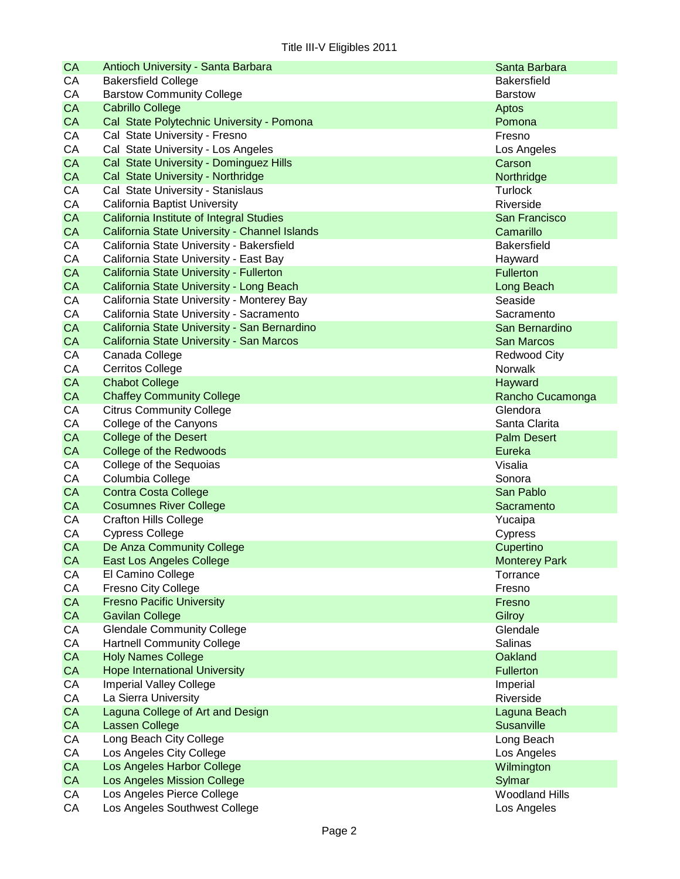Title III-V Eligibles 2011

| | | |
|---|---|---|
| CA | Antioch University - Santa Barbara | Santa Barbara |
| CA | Bakersfield College | Bakersfield |
| CA | Barstow Community College | Barstow |
| CA | Cabrillo College | Aptos |
| CA | Cal State Polytechnic University - Pomona | Pomona |
| CA | Cal State University - Fresno | Fresno |
| CA | Cal State University - Los Angeles | Los Angeles |
| CA | Cal State University - Dominguez Hills | Carson |
| CA | Cal State University - Northridge | Northridge |
| CA | Cal State University - Stanislaus | Turlock |
| CA | California Baptist University | Riverside |
| CA | California Institute of Integral Studies | San Francisco |
| CA | California State University - Channel Islands | Camarillo |
| CA | California State University - Bakersfield | Bakersfield |
| CA | California State University - East Bay | Hayward |
| CA | California State University - Fullerton | Fullerton |
| CA | California State University - Long Beach | Long Beach |
| CA | California State University - Monterey Bay | Seaside |
| CA | California State University - Sacramento | Sacramento |
| CA | California State University - San Bernardino | San Bernardino |
| CA | California State University - San Marcos | San Marcos |
| CA | Canada College | Redwood City |
| CA | Cerritos College | Norwalk |
| CA | Chabot College | Hayward |
| CA | Chaffey Community College | Rancho Cucamonga |
| CA | Citrus Community College | Glendora |
| CA | College of the Canyons | Santa Clarita |
| CA | College of the Desert | Palm Desert |
| CA | College of the Redwoods | Eureka |
| CA | College of the Sequoias | Visalia |
| CA | Columbia College | Sonora |
| CA | Contra Costa College | San Pablo |
| CA | Cosumnes River College | Sacramento |
| CA | Crafton Hills College | Yucaipa |
| CA | Cypress College | Cypress |
| CA | De Anza Community College | Cupertino |
| CA | East Los Angeles College | Monterey Park |
| CA | El Camino College | Torrance |
| CA | Fresno City College | Fresno |
| CA | Fresno Pacific University | Fresno |
| CA | Gavilan College | Gilroy |
| CA | Glendale Community College | Glendale |
| CA | Hartnell Community College | Salinas |
| CA | Holy Names College | Oakland |
| CA | Hope International University | Fullerton |
| CA | Imperial Valley College | Imperial |
| CA | La Sierra University | Riverside |
| CA | Laguna College of Art and Design | Laguna Beach |
| CA | Lassen College | Susanville |
| CA | Long Beach City College | Long Beach |
| CA | Los Angeles City College | Los Angeles |
| CA | Los Angeles Harbor College | Wilmington |
| CA | Los Angeles Mission College | Sylmar |
| CA | Los Angeles Pierce College | Woodland Hills |
| CA | Los Angeles Southwest College | Los Angeles |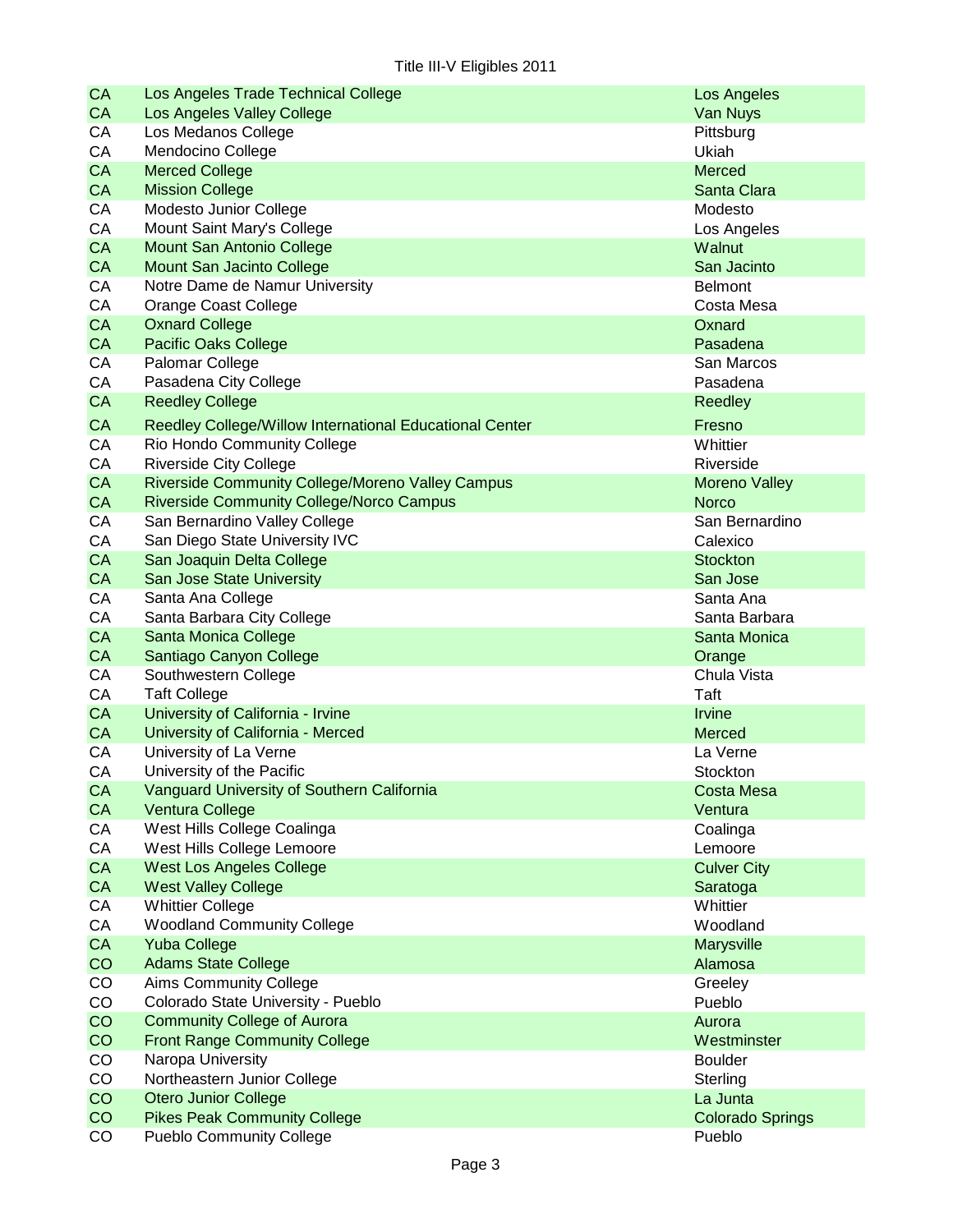| | | |
|---|---|---|
| CA | Los Angeles Trade Technical College | Los Angeles |
| CA | Los Angeles Valley College | Van Nuys |
| CA | Los Medanos College | Pittsburg |
| CA | Mendocino College | Ukiah |
| CA | Merced College | Merced |
| CA | Mission College | Santa Clara |
| CA | Modesto Junior College | Modesto |
| CA | Mount Saint Mary's College | Los Angeles |
| CA | Mount San Antonio College | Walnut |
| CA | Mount San Jacinto College | San Jacinto |
| CA | Notre Dame de Namur University | Belmont |
| CA | Orange Coast College | Costa Mesa |
| CA | Oxnard College | Oxnard |
| CA | Pacific Oaks College | Pasadena |
| CA | Palomar College | San Marcos |
| CA | Pasadena City College | Pasadena |
| CA | Reedley College | Reedley |
| CA | Reedley College/Willow International Educational Center | Fresno |
| CA | Rio Hondo Community College | Whittier |
| CA | Riverside City College | Riverside |
| CA | Riverside Community College/Moreno Valley Campus | Moreno Valley |
| CA | Riverside Community College/Norco Campus | Norco |
| CA | San Bernardino Valley College | San Bernardino |
| CA | San Diego State University IVC | Calexico |
| CA | San Joaquin Delta College | Stockton |
| CA | San Jose State University | San Jose |
| CA | Santa Ana College | Santa Ana |
| CA | Santa Barbara City College | Santa Barbara |
| CA | Santa Monica College | Santa Monica |
| CA | Santiago Canyon College | Orange |
| CA | Southwestern College | Chula Vista |
| CA | Taft College | Taft |
| CA | University of California - Irvine | Irvine |
| CA | University of California - Merced | Merced |
| CA | University of La Verne | La Verne |
| CA | University of the Pacific | Stockton |
| CA | Vanguard University of Southern California | Costa Mesa |
| CA | Ventura College | Ventura |
| CA | West Hills College Coalinga | Coalinga |
| CA | West Hills College Lemoore | Lemoore |
| CA | West Los Angeles College | Culver City |
| CA | West Valley College | Saratoga |
| CA | Whittier College | Whittier |
| CA | Woodland Community College | Woodland |
| CA | Yuba College | Marysville |
| CO | Adams State College | Alamosa |
| CO | Aims Community College | Greeley |
| CO | Colorado State University - Pueblo | Pueblo |
| CO | Community College of Aurora | Aurora |
| CO | Front Range Community College | Westminster |
| CO | Naropa University | Boulder |
| CO | Northeastern Junior College | Sterling |
| CO | Otero Junior College | La Junta |
| CO | Pikes Peak Community College | Colorado Springs |
| CO | Pueblo Community College | Pueblo |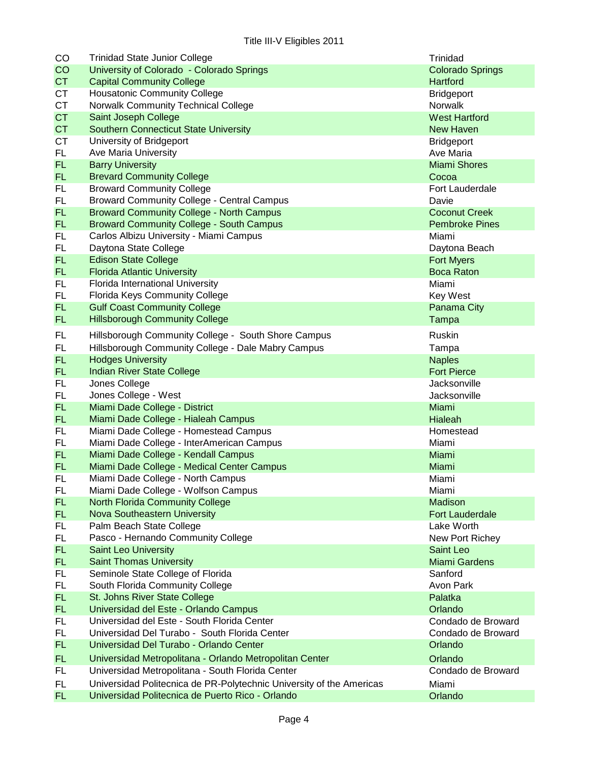Title III-V Eligibles 2011

| | | |
|---|---|---|
| CO | Trinidad State Junior College | Trinidad |
| CO | University of Colorado - Colorado Springs | Colorado Springs |
| CT | Capital Community College | Hartford |
| CT | Housatonic Community College | Bridgeport |
| CT | Norwalk Community Technical College | Norwalk |
| CT | Saint Joseph College | West Hartford |
| CT | Southern Connecticut State University | New Haven |
| CT | University of Bridgeport | Bridgeport |
| FL | Ave Maria University | Ave Maria |
| FL | Barry University | Miami Shores |
| FL | Brevard Community College | Cocoa |
| FL | Broward Community College | Fort Lauderdale |
| FL | Broward Community College - Central Campus | Davie |
| FL | Broward Community College - North Campus | Coconut Creek |
| FL | Broward Community College - South Campus | Pembroke Pines |
| FL | Carlos Albizu University - Miami Campus | Miami |
| FL | Daytona State College | Daytona Beach |
| FL | Edison State College | Fort Myers |
| FL | Florida Atlantic University | Boca Raton |
| FL | Florida International University | Miami |
| FL | Florida Keys Community College | Key West |
| FL | Gulf Coast Community College | Panama City |
| FL | Hillsborough Community College | Tampa |
| FL | Hillsborough Community College - South Shore Campus | Ruskin |
| FL | Hillsborough Community College - Dale Mabry Campus | Tampa |
| FL | Hodges University | Naples |
| FL | Indian River State College | Fort Pierce |
| FL | Jones College | Jacksonville |
| FL | Jones College - West | Jacksonville |
| FL | Miami Dade College - District | Miami |
| FL | Miami Dade College - Hialeah Campus | Hialeah |
| FL | Miami Dade College - Homestead Campus | Homestead |
| FL | Miami Dade College - InterAmerican Campus | Miami |
| FL | Miami Dade College - Kendall Campus | Miami |
| FL | Miami Dade College - Medical Center Campus | Miami |
| FL | Miami Dade College - North Campus | Miami |
| FL | Miami Dade College - Wolfson Campus | Miami |
| FL | North Florida Community College | Madison |
| FL | Nova Southeastern University | Fort Lauderdale |
| FL | Palm Beach State College | Lake Worth |
| FL | Pasco - Hernando Community College | New Port Richey |
| FL | Saint Leo University | Saint Leo |
| FL | Saint Thomas University | Miami Gardens |
| FL | Seminole State College of Florida | Sanford |
| FL | South Florida Community College | Avon Park |
| FL | St. Johns River State College | Palatka |
| FL | Universidad del Este - Orlando Campus | Orlando |
| FL | Universidad del Este - South Florida Center | Condado de Broward |
| FL | Universidad Del Turabo - South Florida Center | Condado de Broward |
| FL | Universidad Del Turabo - Orlando Center | Orlando |
| FL | Universidad Metropolitana - Orlando Metropolitan Center | Orlando |
| FL | Universidad Metropolitana - South Florida Center | Condado de Broward |
| FL | Universidad Politecnica de PR-Polytechnic University of the Americas | Miami |
| FL | Universidad Politecnica de Puerto Rico - Orlando | Orlando |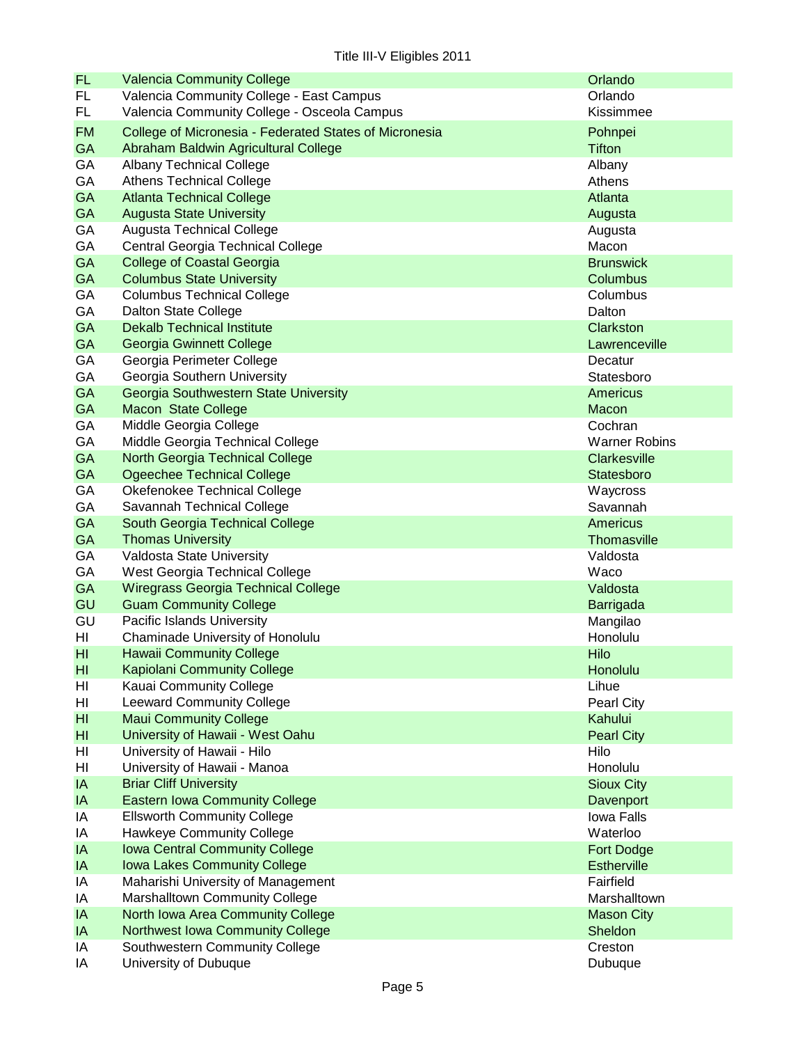| | | |
|---|---|---|
| FL | Valencia Community College | Orlando |
| FL | Valencia Community College - East Campus | Orlando |
| FL | Valencia Community College - Osceola Campus | Kissimmee |
| FM | College of Micronesia - Federated States of Micronesia | Pohnpei |
| GA | Abraham Baldwin Agricultural College | Tifton |
| GA | Albany Technical College | Albany |
| GA | Athens Technical College | Athens |
| GA | Atlanta Technical College | Atlanta |
| GA | Augusta State University | Augusta |
| GA | Augusta Technical College | Augusta |
| GA | Central Georgia Technical College | Macon |
| GA | College of Coastal Georgia | Brunswick |
| GA | Columbus State University | Columbus |
| GA | Columbus Technical College | Columbus |
| GA | Dalton State College | Dalton |
| GA | Dekalb Technical Institute | Clarkston |
| GA | Georgia Gwinnett College | Lawrenceville |
| GA | Georgia Perimeter College | Decatur |
| GA | Georgia Southern University | Statesboro |
| GA | Georgia Southwestern State University | Americus |
| GA | Macon State College | Macon |
| GA | Middle Georgia College | Cochran |
| GA | Middle Georgia Technical College | Warner Robins |
| GA | North Georgia Technical College | Clarkesville |
| GA | Ogeechee Technical College | Statesboro |
| GA | Okefenokee Technical College | Waycross |
| GA | Savannah Technical College | Savannah |
| GA | South Georgia Technical College | Americus |
| GA | Thomas University | Thomasville |
| GA | Valdosta State University | Valdosta |
| GA | West Georgia Technical College | Waco |
| GA | Wiregrass Georgia Technical College | Valdosta |
| GU | Guam Community College | Barrigada |
| GU | Pacific Islands University | Mangilao |
| HI | Chaminade University of Honolulu | Honolulu |
| HI | Hawaii Community College | Hilo |
| HI | Kapiolani Community College | Honolulu |
| HI | Kauai Community College | Lihue |
| HI | Leeward Community College | Pearl City |
| HI | Maui Community College | Kahului |
| HI | University of Hawaii - West Oahu | Pearl City |
| HI | University of Hawaii - Hilo | Hilo |
| HI | University of Hawaii - Manoa | Honolulu |
| IA | Briar Cliff University | Sioux City |
| IA | Eastern Iowa Community College | Davenport |
| IA | Ellsworth Community College | Iowa Falls |
| IA | Hawkeye Community College | Waterloo |
| IA | Iowa Central Community College | Fort Dodge |
| IA | Iowa Lakes Community College | Estherville |
| IA | Maharishi University of Management | Fairfield |
| IA | Marshalltown Community College | Marshalltown |
| IA | North Iowa Area Community College | Mason City |
| IA | Northwest Iowa Community College | Sheldon |
| IA | Southwestern Community College | Creston |
| IA | University of Dubuque | Dubuque |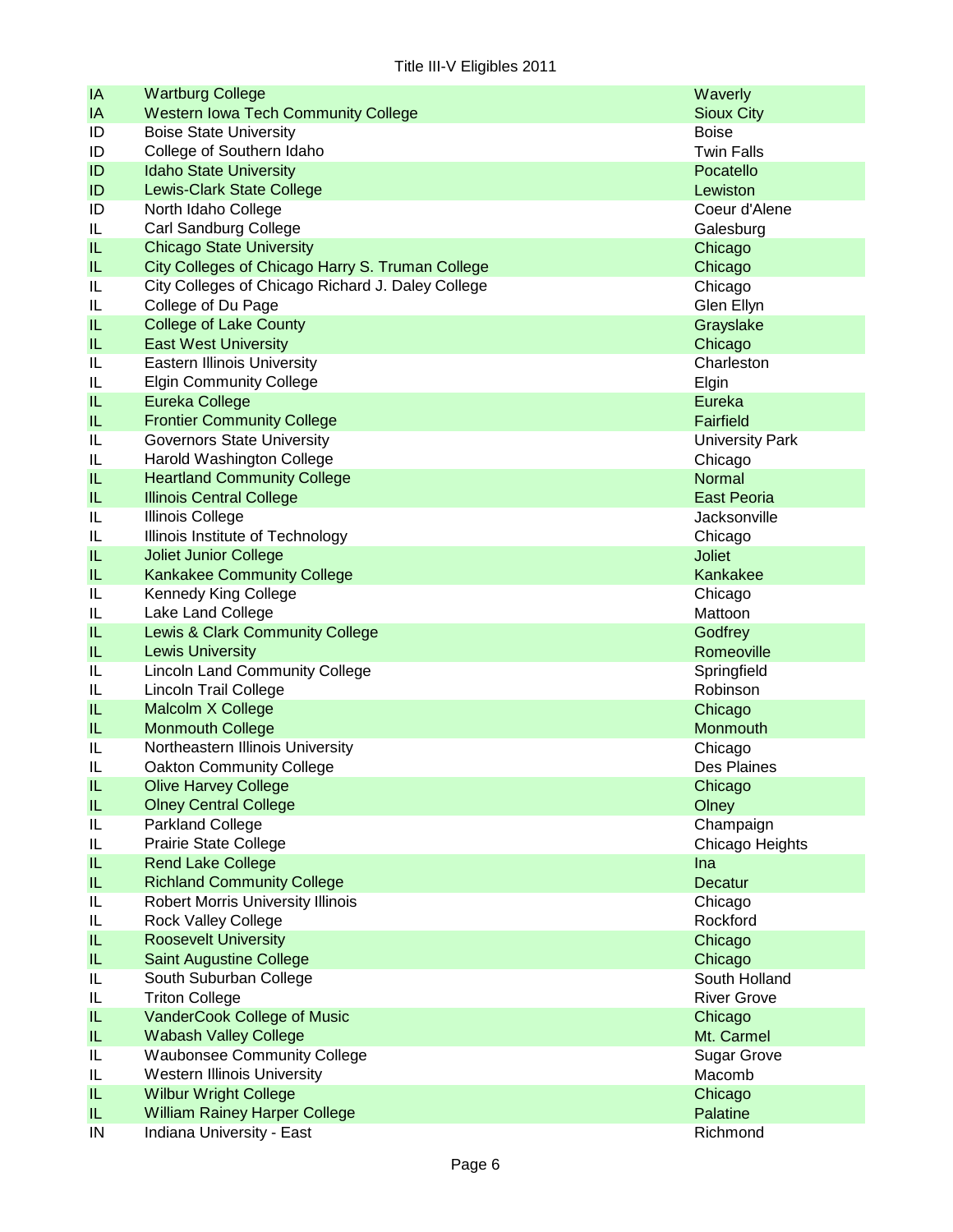# Title III-V Eligibles 2011

| | | |
|---|---|---|
| IA | Wartburg College | Waverly |
| IA | Western Iowa Tech Community College | Sioux City |
| ID | Boise State University | Boise |
| ID | College of Southern Idaho | Twin Falls |
| ID | Idaho State University | Pocatello |
| ID | Lewis-Clark State College | Lewiston |
| ID | North Idaho College | Coeur d'Alene |
| IL | Carl Sandburg College | Galesburg |
| IL | Chicago State University | Chicago |
| IL | City Colleges of Chicago Harry S. Truman College | Chicago |
| IL | City Colleges of Chicago Richard J. Daley College | Chicago |
| IL | College of Du Page | Glen Ellyn |
| IL | College of Lake County | Grayslake |
| IL | East West University | Chicago |
| IL | Eastern Illinois University | Charleston |
| IL | Elgin Community College | Elgin |
| IL | Eureka College | Eureka |
| IL | Frontier Community College | Fairfield |
| IL | Governors State University | University Park |
| IL | Harold Washington College | Chicago |
| IL | Heartland Community College | Normal |
| IL | Illinois Central College | East Peoria |
| IL | Illinois College | Jacksonville |
| IL | Illinois Institute of Technology | Chicago |
| IL | Joliet Junior College | Joliet |
| IL | Kankakee Community College | Kankakee |
| IL | Kennedy King College | Chicago |
| IL | Lake Land College | Mattoon |
| IL | Lewis & Clark Community College | Godfrey |
| IL | Lewis University | Romeoville |
| IL | Lincoln Land Community College | Springfield |
| IL | Lincoln Trail College | Robinson |
| IL | Malcolm X College | Chicago |
| IL | Monmouth College | Monmouth |
| IL | Northeastern Illinois University | Chicago |
| IL | Oakton Community College | Des Plaines |
| IL | Olive Harvey College | Chicago |
| IL | Olney Central College | Olney |
| IL | Parkland College | Champaign |
| IL | Prairie State College | Chicago Heights |
| IL | Rend Lake College | Ina |
| IL | Richland Community College | Decatur |
| IL | Robert Morris University Illinois | Chicago |
| IL | Rock Valley College | Rockford |
| IL | Roosevelt University | Chicago |
| IL | Saint Augustine College | Chicago |
| IL | South Suburban College | South Holland |
| IL | Triton College | River Grove |
| IL | VanderCook College of Music | Chicago |
| IL | Wabash Valley College | Mt. Carmel |
| IL | Waubonsee Community College | Sugar Grove |
| IL | Western Illinois University | Macomb |
| IL | Wilbur Wright College | Chicago |
| IL | William Rainey Harper College | Palatine |
| IN | Indiana University - East | Richmond |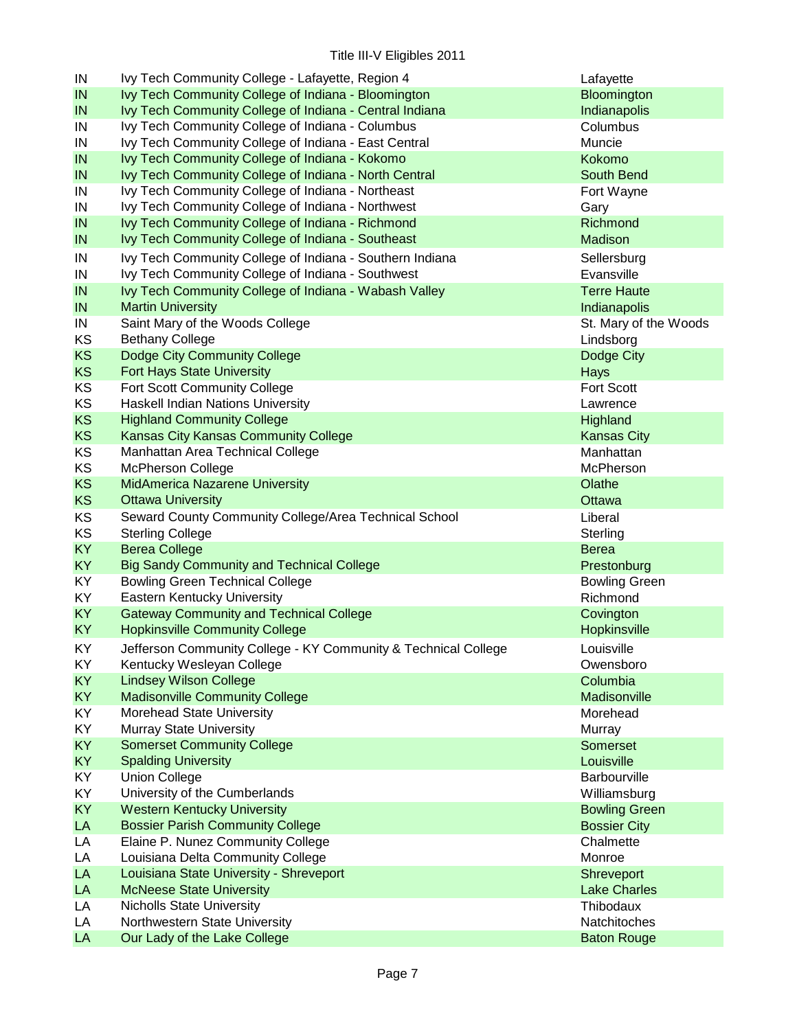# Title III-V Eligibles 2011

| State | Institution | City |
|---|---|---|
| IN | Ivy Tech Community College - Lafayette, Region 4 | Lafayette |
| IN | Ivy Tech Community College of Indiana - Bloomington | Bloomington |
| IN | Ivy Tech Community College of Indiana - Central Indiana | Indianapolis |
| IN | Ivy Tech Community College of Indiana - Columbus | Columbus |
| IN | Ivy Tech Community College of Indiana - East Central | Muncie |
| IN | Ivy Tech Community College of Indiana - Kokomo | Kokomo |
| IN | Ivy Tech Community College of Indiana - North Central | South Bend |
| IN | Ivy Tech Community College of Indiana - Northeast | Fort Wayne |
| IN | Ivy Tech Community College of Indiana - Northwest | Gary |
| IN | Ivy Tech Community College of Indiana - Richmond | Richmond |
| IN | Ivy Tech Community College of Indiana - Southeast | Madison |
| IN | Ivy Tech Community College of Indiana - Southern Indiana | Sellersburg |
| IN | Ivy Tech Community College of Indiana - Southwest | Evansville |
| IN | Ivy Tech Community College of Indiana - Wabash Valley | Terre Haute |
| IN | Martin University | Indianapolis |
| IN | Saint Mary of the Woods College | St. Mary of the Woods |
| KS | Bethany College | Lindsborg |
| KS | Dodge City Community College | Dodge City |
| KS | Fort Hays State University | Hays |
| KS | Fort Scott Community College | Fort Scott |
| KS | Haskell Indian Nations University | Lawrence |
| KS | Highland Community College | Highland |
| KS | Kansas City Kansas Community College | Kansas City |
| KS | Manhattan Area Technical College | Manhattan |
| KS | McPherson College | McPherson |
| KS | MidAmerica Nazarene University | Olathe |
| KS | Ottawa University | Ottawa |
| KS | Seward County Community College/Area Technical School | Liberal |
| KS | Sterling College | Sterling |
| KY | Berea College | Berea |
| KY | Big Sandy Community and Technical College | Prestonburg |
| KY | Bowling Green Technical College | Bowling Green |
| KY | Eastern Kentucky University | Richmond |
| KY | Gateway Community and Technical College | Covington |
| KY | Hopkinsville Community College | Hopkinsville |
| KY | Jefferson Community College - KY Community & Technical College | Louisville |
| KY | Kentucky Wesleyan College | Owensboro |
| KY | Lindsey Wilson College | Columbia |
| KY | Madisonville Community College | Madisonville |
| KY | Morehead State University | Morehead |
| KY | Murray State University | Murray |
| KY | Somerset Community College | Somerset |
| KY | Spalding University | Louisville |
| KY | Union College | Barbourville |
| KY | University of the Cumberlands | Williamsburg |
| KY | Western Kentucky University | Bowling Green |
| LA | Bossier Parish Community College | Bossier City |
| LA | Elaine P. Nunez Community College | Chalmette |
| LA | Louisiana Delta Community College | Monroe |
| LA | Louisiana State University - Shreveport | Shreveport |
| LA | McNeese State University | Lake Charles |
| LA | Nicholls State University | Thibodaux |
| LA | Northwestern State University | Natchitoches |
| LA | Our Lady of the Lake College | Baton Rouge |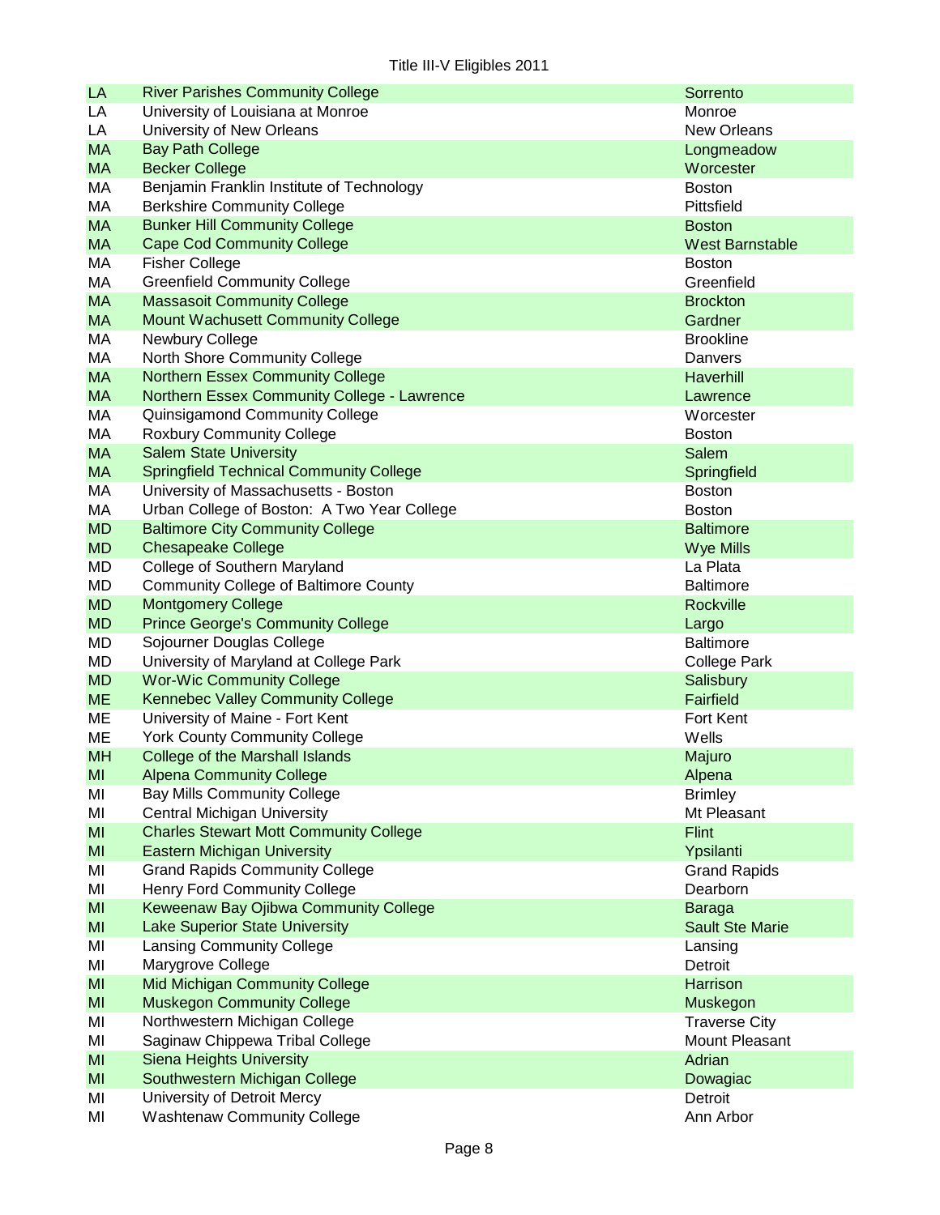| | | |
|---|---|---|
| LA | River Parishes Community College | Sorrento |
| LA | University of Louisiana at Monroe | Monroe |
| LA | University of New Orleans | New Orleans |
| MA | Bay Path College | Longmeadow |
| MA | Becker College | Worcester |
| MA | Benjamin Franklin Institute of Technology | Boston |
| MA | Berkshire Community College | Pittsfield |
| MA | Bunker Hill Community College | Boston |
| MA | Cape Cod Community College | West Barnstable |
| MA | Fisher College | Boston |
| MA | Greenfield Community College | Greenfield |
| MA | Massasoit Community College | Brockton |
| MA | Mount Wachusett Community College | Gardner |
| MA | Newbury College | Brookline |
| MA | North Shore Community College | Danvers |
| MA | Northern Essex Community College | Haverhill |
| MA | Northern Essex Community College - Lawrence | Lawrence |
| MA | Quinsigamond Community College | Worcester |
| MA | Roxbury Community College | Boston |
| MA | Salem State University | Salem |
| MA | Springfield Technical Community College | Springfield |
| MA | University of Massachusetts - Boston | Boston |
| MA | Urban College of Boston: A Two Year College | Boston |
| MD | Baltimore City Community College | Baltimore |
| MD | Chesapeake College | Wye Mills |
| MD | College of Southern Maryland | La Plata |
| MD | Community College of Baltimore County | Baltimore |
| MD | Montgomery College | Rockville |
| MD | Prince George's Community College | Largo |
| MD | Sojourner Douglas College | Baltimore |
| MD | University of Maryland at College Park | College Park |
| MD | Wor-Wic Community College | Salisbury |
| ME | Kennebec Valley Community College | Fairfield |
| ME | University of Maine - Fort Kent | Fort Kent |
| ME | York County Community College | Wells |
| MH | College of the Marshall Islands | Majuro |
| MI | Alpena Community College | Alpena |
| MI | Bay Mills Community College | Brimley |
| MI | Central Michigan University | Mt Pleasant |
| MI | Charles Stewart Mott Community College | Flint |
| MI | Eastern Michigan University | Ypsilanti |
| MI | Grand Rapids Community College | Grand Rapids |
| MI | Henry Ford Community College | Dearborn |
| MI | Keweenaw Bay Ojibwa Community College | Baraga |
| MI | Lake Superior State University | Sault Ste Marie |
| MI | Lansing Community College | Lansing |
| MI | Marygrove College | Detroit |
| MI | Mid Michigan Community College | Harrison |
| MI | Muskegon Community College | Muskegon |
| MI | Northwestern Michigan College | Traverse City |
| MI | Saginaw Chippewa Tribal College | Mount Pleasant |
| MI | Siena Heights University | Adrian |
| MI | Southwestern Michigan College | Dowagiac |
| MI | University of Detroit Mercy | Detroit |
| MI | Washtenaw Community College | Ann Arbor |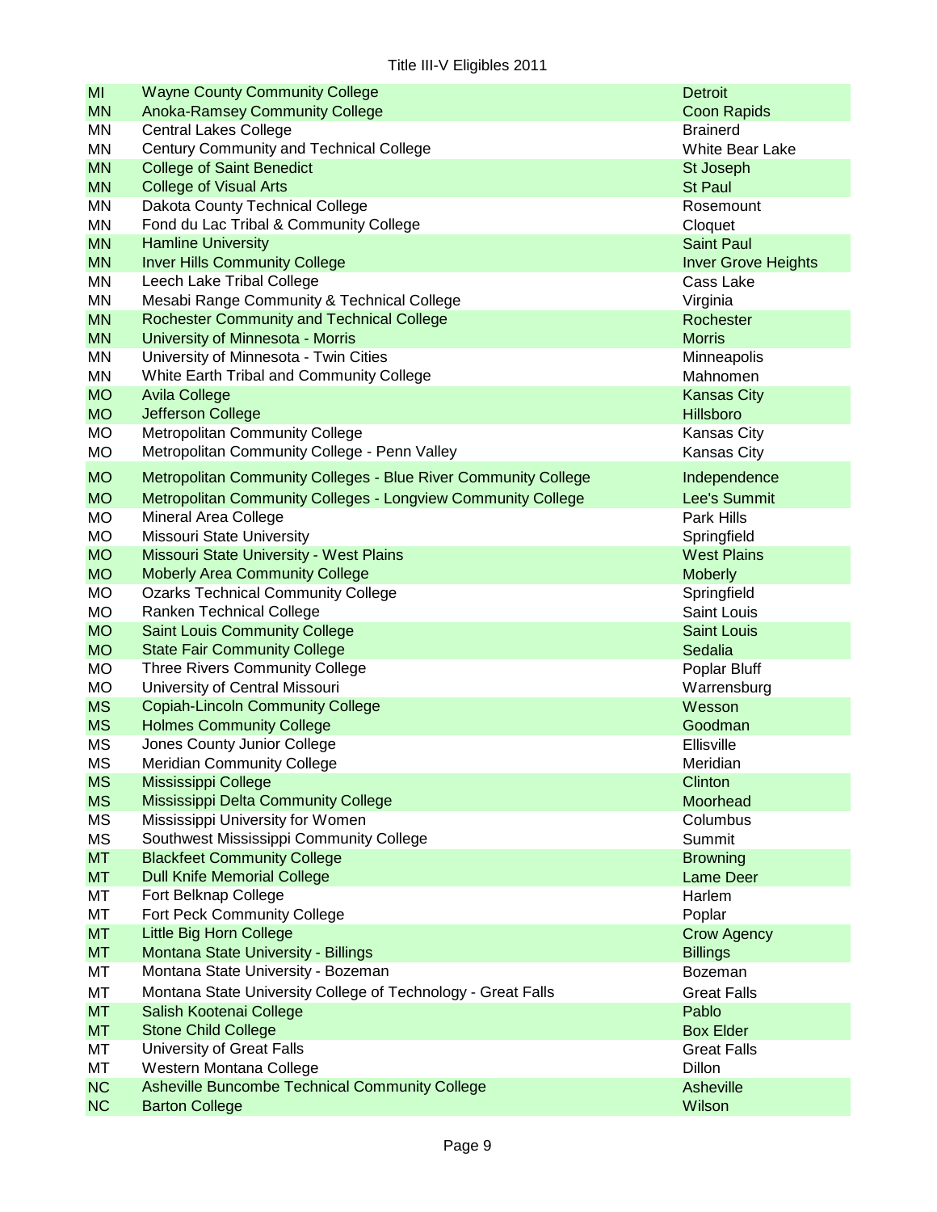| | | |
|---|---|---|
| MI | Wayne County Community College | Detroit |
| MN | Anoka-Ramsey Community College | Coon Rapids |
| MN | Central Lakes College | Brainerd |
| MN | Century Community and Technical College | White Bear Lake |
| MN | College of Saint Benedict | St Joseph |
| MN | College of Visual Arts | St Paul |
| MN | Dakota County Technical College | Rosemount |
| MN | Fond du Lac Tribal & Community College | Cloquet |
| MN | Hamline University | Saint Paul |
| MN | Inver Hills Community College | Inver Grove Heights |
| MN | Leech Lake Tribal College | Cass Lake |
| MN | Mesabi Range Community & Technical College | Virginia |
| MN | Rochester Community and Technical College | Rochester |
| MN | University of Minnesota - Morris | Morris |
| MN | University of Minnesota - Twin Cities | Minneapolis |
| MN | White Earth Tribal and Community College | Mahnomen |
| MO | Avila College | Kansas City |
| MO | Jefferson College | Hillsboro |
| MO | Metropolitan Community College | Kansas City |
| MO | Metropolitan Community College - Penn Valley | Kansas City |
| MO | Metropolitan Community Colleges - Blue River Community College | Independence |
| MO | Metropolitan Community Colleges - Longview Community College | Lee's Summit |
| MO | Mineral Area College | Park Hills |
| MO | Missouri State University | Springfield |
| MO | Missouri State University - West Plains | West Plains |
| MO | Moberly Area Community College | Moberly |
| MO | Ozarks Technical Community College | Springfield |
| MO | Ranken Technical College | Saint Louis |
| MO | Saint Louis Community College | Saint Louis |
| MO | State Fair Community College | Sedalia |
| MO | Three Rivers Community College | Poplar Bluff |
| MO | University of Central Missouri | Warrensburg |
| MS | Copiah-Lincoln Community College | Wesson |
| MS | Holmes Community College | Goodman |
| MS | Jones County Junior College | Ellisville |
| MS | Meridian Community College | Meridian |
| MS | Mississippi College | Clinton |
| MS | Mississippi Delta Community College | Moorhead |
| MS | Mississippi University for Women | Columbus |
| MS | Southwest Mississippi Community College | Summit |
| MT | Blackfeet Community College | Browning |
| MT | Dull Knife Memorial College | Lame Deer |
| MT | Fort Belknap College | Harlem |
| MT | Fort Peck Community College | Poplar |
| MT | Little Big Horn College | Crow Agency |
| MT | Montana State University - Billings | Billings |
| MT | Montana State University - Bozeman | Bozeman |
| MT | Montana State University College of Technology - Great Falls | Great Falls |
| MT | Salish Kootenai College | Pablo |
| MT | Stone Child College | Box Elder |
| MT | University of Great Falls | Great Falls |
| MT | Western Montana College | Dillon |
| NC | Asheville Buncombe Technical Community College | Asheville |
| NC | Barton College | Wilson |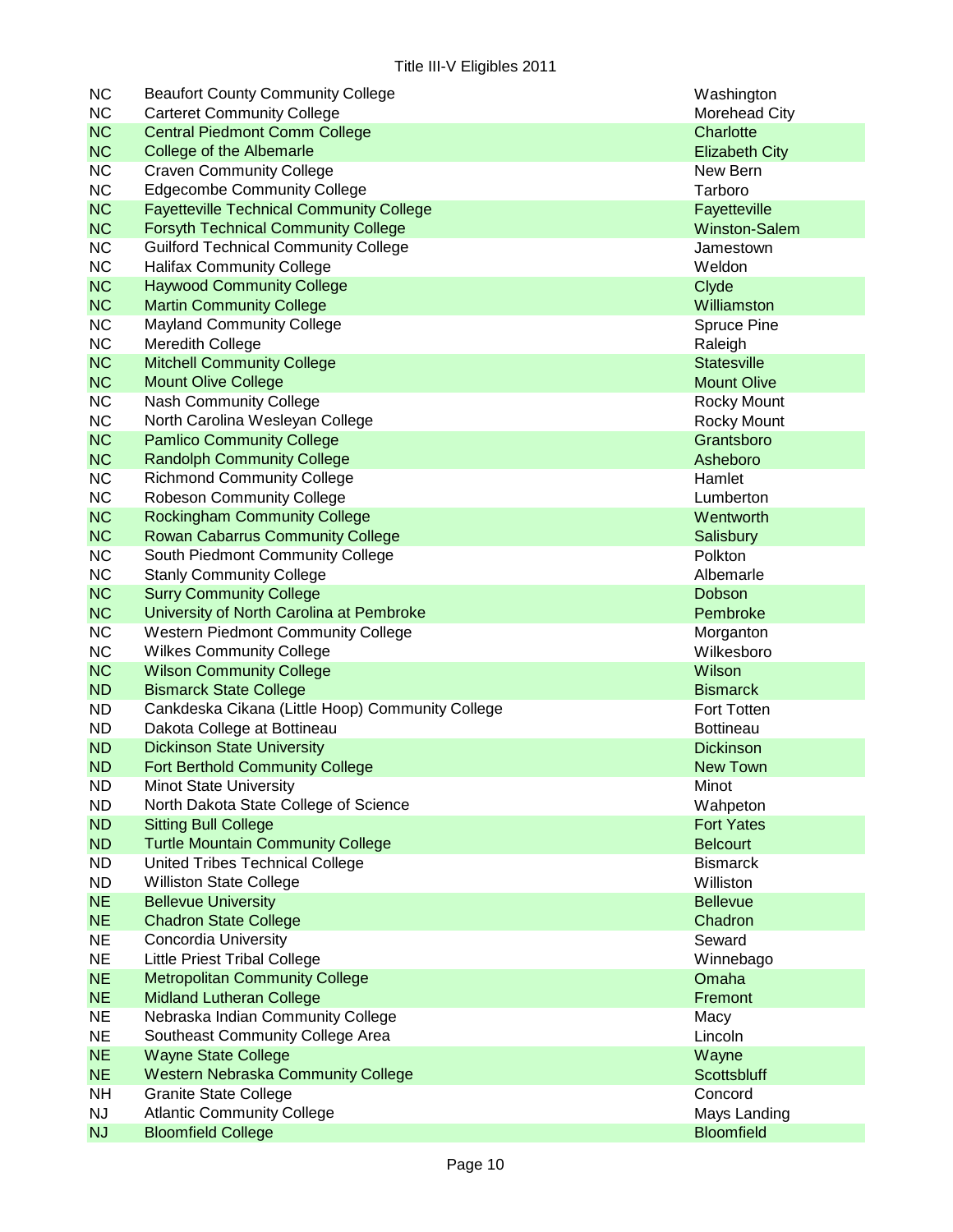Title III-V Eligibles 2011

| State | Institution | City |
|---|---|---|
| NC | Beaufort County Community College | Washington |
| NC | Carteret Community College | Morehead City |
| NC | Central Piedmont Comm College | Charlotte |
| NC | College of the Albemarle | Elizabeth City |
| NC | Craven Community College | New Bern |
| NC | Edgecombe Community College | Tarboro |
| NC | Fayetteville Technical Community College | Fayetteville |
| NC | Forsyth Technical Community College | Winston-Salem |
| NC | Guilford Technical Community College | Jamestown |
| NC | Halifax Community College | Weldon |
| NC | Haywood Community College | Clyde |
| NC | Martin Community College | Williamston |
| NC | Mayland Community College | Spruce Pine |
| NC | Meredith College | Raleigh |
| NC | Mitchell Community College | Statesville |
| NC | Mount Olive College | Mount Olive |
| NC | Nash Community College | Rocky Mount |
| NC | North Carolina Wesleyan College | Rocky Mount |
| NC | Pamlico Community College | Grantsboro |
| NC | Randolph Community College | Asheboro |
| NC | Richmond Community College | Hamlet |
| NC | Robeson Community College | Lumberton |
| NC | Rockingham Community College | Wentworth |
| NC | Rowan Cabarrus Community College | Salisbury |
| NC | South Piedmont Community College | Polkton |
| NC | Stanly Community College | Albemarle |
| NC | Surry Community College | Dobson |
| NC | University of North Carolina at Pembroke | Pembroke |
| NC | Western Piedmont Community College | Morganton |
| NC | Wilkes Community College | Wilkesboro |
| NC | Wilson Community College | Wilson |
| ND | Bismarck State College | Bismarck |
| ND | Cankdeska Cikana (Little Hoop) Community College | Fort Totten |
| ND | Dakota College at Bottineau | Bottineau |
| ND | Dickinson State University | Dickinson |
| ND | Fort Berthold Community College | New Town |
| ND | Minot State University | Minot |
| ND | North Dakota State College of Science | Wahpeton |
| ND | Sitting Bull College | Fort Yates |
| ND | Turtle Mountain Community College | Belcourt |
| ND | United Tribes Technical College | Bismarck |
| ND | Williston State College | Williston |
| NE | Bellevue University | Bellevue |
| NE | Chadron State College | Chadron |
| NE | Concordia University | Seward |
| NE | Little Priest Tribal College | Winnebago |
| NE | Metropolitan Community College | Omaha |
| NE | Midland Lutheran College | Fremont |
| NE | Nebraska Indian Community College | Macy |
| NE | Southeast Community College Area | Lincoln |
| NE | Wayne State College | Wayne |
| NE | Western Nebraska Community College | Scottsbluff |
| NH | Granite State College | Concord |
| NJ | Atlantic Community College | Mays Landing |
| NJ | Bloomfield College | Bloomfield |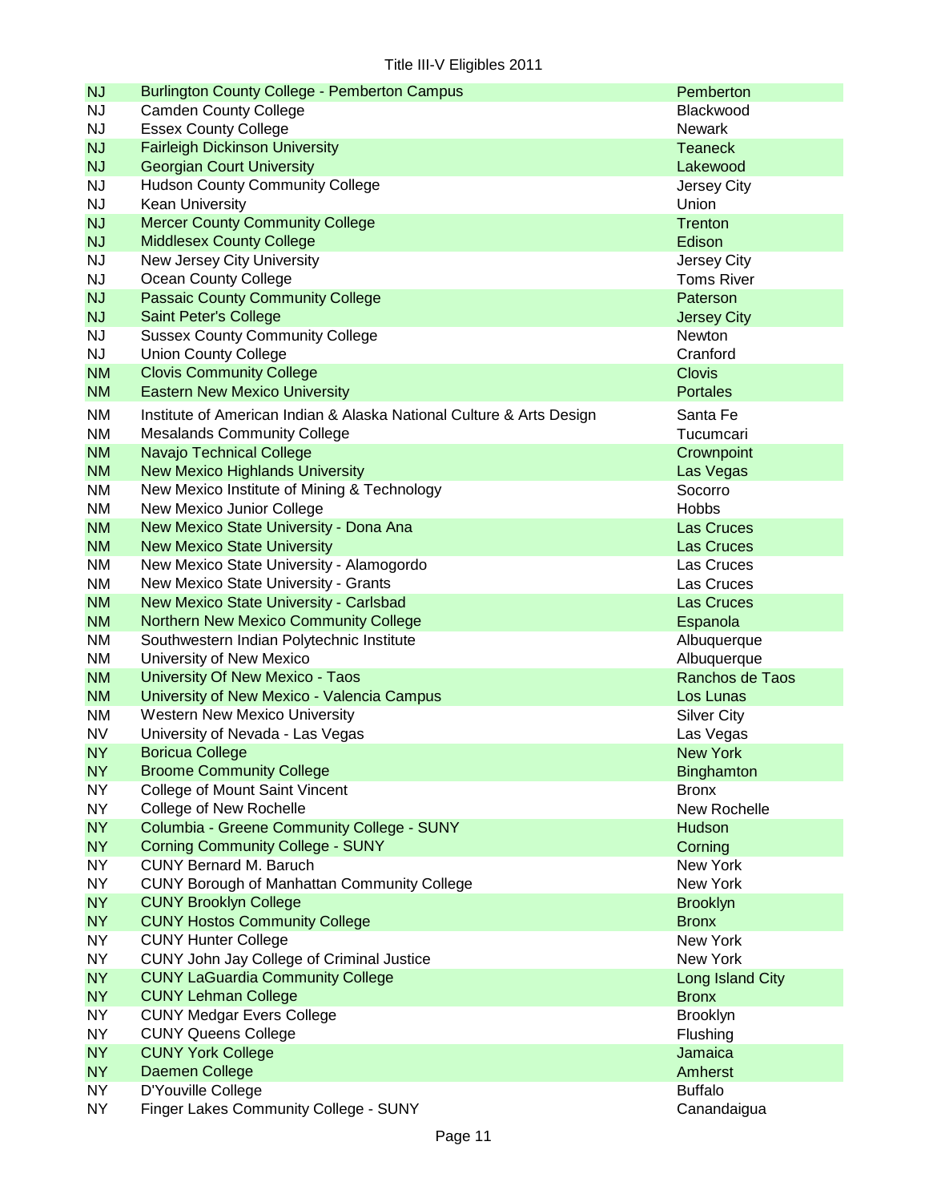Title III-V Eligibles 2011

| State | Institution | City |
|---|---|---|
| NJ | Burlington County College - Pemberton Campus | Pemberton |
| NJ | Camden County College | Blackwood |
| NJ | Essex County College | Newark |
| NJ | Fairleigh Dickinson University | Teaneck |
| NJ | Georgian Court University | Lakewood |
| NJ | Hudson County Community College | Jersey City |
| NJ | Kean University | Union |
| NJ | Mercer County Community College | Trenton |
| NJ | Middlesex County College | Edison |
| NJ | New Jersey City University | Jersey City |
| NJ | Ocean County College | Toms River |
| NJ | Passaic County Community College | Paterson |
| NJ | Saint Peter's College | Jersey City |
| NJ | Sussex County Community College | Newton |
| NJ | Union County College | Cranford |
| NM | Clovis Community College | Clovis |
| NM | Eastern New Mexico University | Portales |
| NM | Institute of American Indian & Alaska National Culture & Arts Design | Santa Fe |
| NM | Mesalands Community College | Tucumcari |
| NM | Navajo Technical College | Crownpoint |
| NM | New Mexico Highlands University | Las Vegas |
| NM | New Mexico Institute of Mining & Technology | Socorro |
| NM | New Mexico Junior College | Hobbs |
| NM | New Mexico State University - Dona Ana | Las Cruces |
| NM | New Mexico State University | Las Cruces |
| NM | New Mexico State University - Alamogordo | Las Cruces |
| NM | New Mexico State University - Grants | Las Cruces |
| NM | New Mexico State University - Carlsbad | Las Cruces |
| NM | Northern New Mexico Community College | Espanola |
| NM | Southwestern Indian Polytechnic Institute | Albuquerque |
| NM | University of New Mexico | Albuquerque |
| NM | University Of New Mexico - Taos | Ranchos de Taos |
| NM | University of New Mexico - Valencia Campus | Los Lunas |
| NM | Western New Mexico University | Silver City |
| NV | University of Nevada - Las Vegas | Las Vegas |
| NY | Boricua College | New York |
| NY | Broome Community College | Binghamton |
| NY | College of Mount Saint Vincent | Bronx |
| NY | College of New Rochelle | New Rochelle |
| NY | Columbia - Greene Community College - SUNY | Hudson |
| NY | Corning Community College - SUNY | Corning |
| NY | CUNY Bernard M. Baruch | New York |
| NY | CUNY Borough of Manhattan Community College | New York |
| NY | CUNY Brooklyn College | Brooklyn |
| NY | CUNY Hostos Community College | Bronx |
| NY | CUNY Hunter College | New York |
| NY | CUNY John Jay College of Criminal Justice | New York |
| NY | CUNY LaGuardia Community College | Long Island City |
| NY | CUNY Lehman College | Bronx |
| NY | CUNY Medgar Evers College | Brooklyn |
| NY | CUNY Queens College | Flushing |
| NY | CUNY York College | Jamaica |
| NY | Daemen College | Amherst |
| NY | D'Youville College | Buffalo |
| NY | Finger Lakes Community College - SUNY | Canandaigua |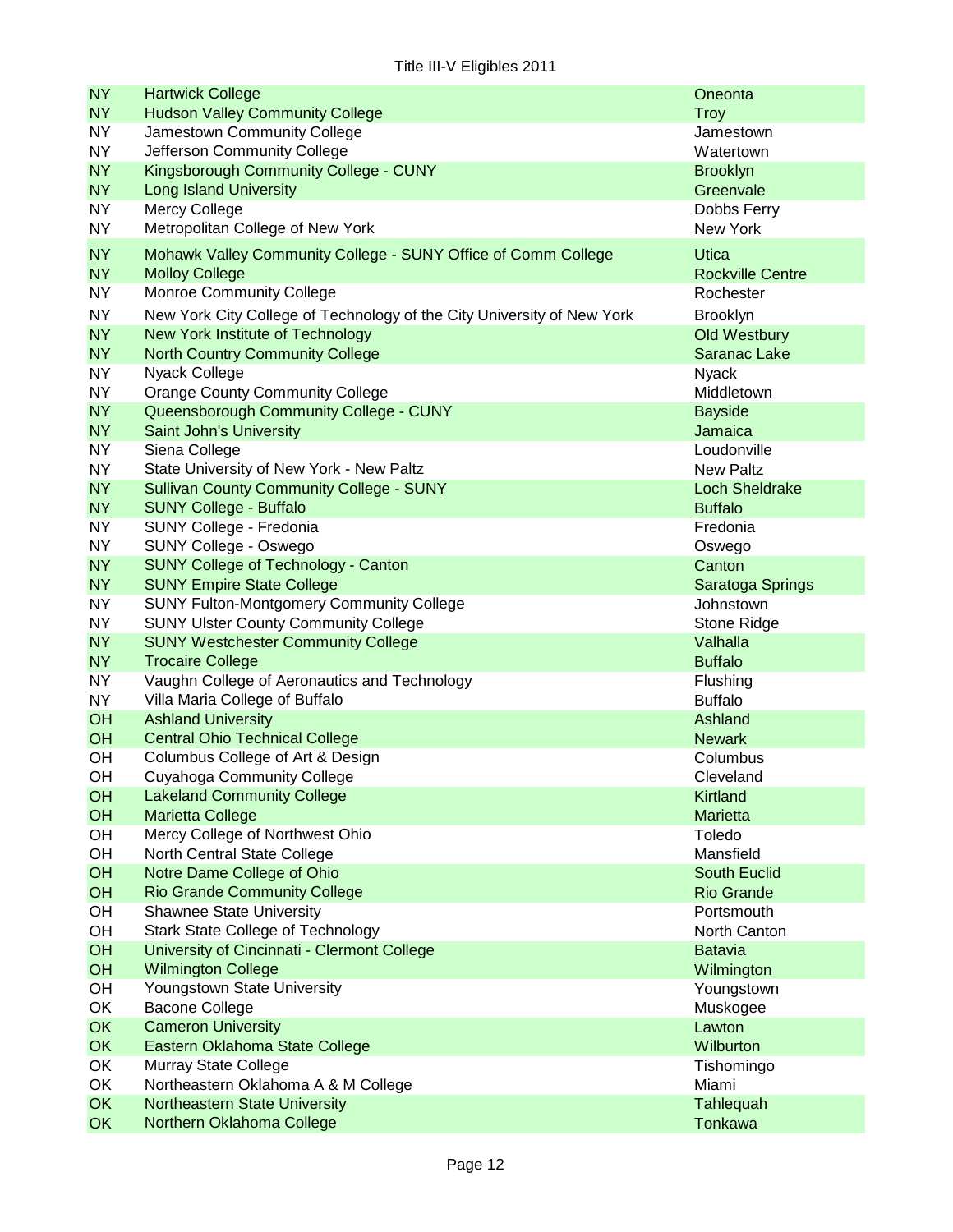Title III-V Eligibles 2011

| | | |
|---|---|---|
| NY | Hartwick College | Oneonta |
| NY | Hudson Valley Community College | Troy |
| NY | Jamestown Community College | Jamestown |
| NY | Jefferson Community College | Watertown |
| NY | Kingsborough Community College - CUNY | Brooklyn |
| NY | Long Island University | Greenvale |
| NY | Mercy College | Dobbs Ferry |
| NY | Metropolitan College of New York | New York |
| NY | Mohawk Valley Community College - SUNY Office of Comm College | Utica |
| NY | Molloy College | Rockville Centre |
| NY | Monroe Community College | Rochester |
| NY | New York City College of Technology of the City University of New York | Brooklyn |
| NY | New York Institute of Technology | Old Westbury |
| NY | North Country Community College | Saranac Lake |
| NY | Nyack College | Nyack |
| NY | Orange County Community College | Middletown |
| NY | Queensborough Community College - CUNY | Bayside |
| NY | Saint John's University | Jamaica |
| NY | Siena College | Loudonville |
| NY | State University of New York - New Paltz | New Paltz |
| NY | Sullivan County Community College - SUNY | Loch Sheldrake |
| NY | SUNY College - Buffalo | Buffalo |
| NY | SUNY College - Fredonia | Fredonia |
| NY | SUNY College - Oswego | Oswego |
| NY | SUNY College of Technology - Canton | Canton |
| NY | SUNY Empire State College | Saratoga Springs |
| NY | SUNY Fulton-Montgomery Community College | Johnstown |
| NY | SUNY Ulster County Community College | Stone Ridge |
| NY | SUNY Westchester Community College | Valhalla |
| NY | Trocaire College | Buffalo |
| NY | Vaughn College of Aeronautics and Technology | Flushing |
| NY | Villa Maria College of Buffalo | Buffalo |
| OH | Ashland University | Ashland |
| OH | Central Ohio Technical College | Newark |
| OH | Columbus College of Art & Design | Columbus |
| OH | Cuyahoga Community College | Cleveland |
| OH | Lakeland Community College | Kirtland |
| OH | Marietta College | Marietta |
| OH | Mercy College of Northwest Ohio | Toledo |
| OH | North Central State College | Mansfield |
| OH | Notre Dame College of Ohio | South Euclid |
| OH | Rio Grande Community College | Rio Grande |
| OH | Shawnee State University | Portsmouth |
| OH | Stark State College of Technology | North Canton |
| OH | University of Cincinnati - Clermont College | Batavia |
| OH | Wilmington College | Wilmington |
| OH | Youngstown State University | Youngstown |
| OK | Bacone College | Muskogee |
| OK | Cameron University | Lawton |
| OK | Eastern Oklahoma State College | Wilburton |
| OK | Murray State College | Tishomingo |
| OK | Northeastern Oklahoma A & M College | Miami |
| OK | Northeastern State University | Tahlequah |
| OK | Northern Oklahoma College | Tonkawa |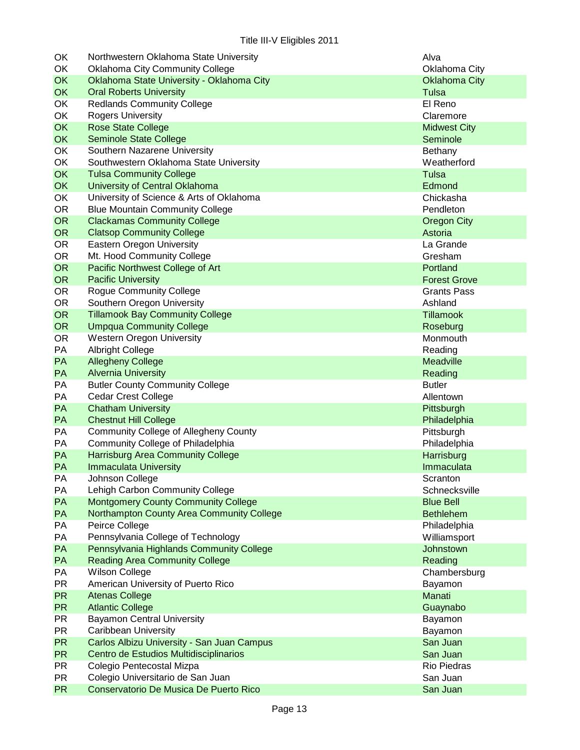| | | |
|---|---|---|
| OK | Northwestern Oklahoma State University | Alva |
| OK | Oklahoma City Community College | Oklahoma City |
| OK | Oklahoma State University - Oklahoma City | Oklahoma City |
| OK | Oral Roberts University | Tulsa |
| OK | Redlands Community College | El Reno |
| OK | Rogers University | Claremore |
| OK | Rose State College | Midwest City |
| OK | Seminole State College | Seminole |
| OK | Southern Nazarene University | Bethany |
| OK | Southwestern Oklahoma State University | Weatherford |
| OK | Tulsa Community College | Tulsa |
| OK | University of Central Oklahoma | Edmond |
| OK | University of Science & Arts of Oklahoma | Chickasha |
| OR | Blue Mountain Community College | Pendleton |
| OR | Clackamas Community College | Oregon City |
| OR | Clatsop Community College | Astoria |
| OR | Eastern Oregon University | La Grande |
| OR | Mt. Hood Community College | Gresham |
| OR | Pacific Northwest College of Art | Portland |
| OR | Pacific University | Forest Grove |
| OR | Rogue Community College | Grants Pass |
| OR | Southern Oregon University | Ashland |
| OR | Tillamook Bay Community College | Tillamook |
| OR | Umpqua Community College | Roseburg |
| OR | Western Oregon University | Monmouth |
| PA | Albright College | Reading |
| PA | Allegheny College | Meadville |
| PA | Alvernia University | Reading |
| PA | Butler County Community College | Butler |
| PA | Cedar Crest College | Allentown |
| PA | Chatham University | Pittsburgh |
| PA | Chestnut Hill College | Philadelphia |
| PA | Community College of Allegheny County | Pittsburgh |
| PA | Community College of Philadelphia | Philadelphia |
| PA | Harrisburg Area Community College | Harrisburg |
| PA | Immaculata University | Immaculata |
| PA | Johnson College | Scranton |
| PA | Lehigh Carbon Community College | Schnecksville |
| PA | Montgomery County Community College | Blue Bell |
| PA | Northampton County Area Community College | Bethlehem |
| PA | Peirce College | Philadelphia |
| PA | Pennsylvania College of Technology | Williamsport |
| PA | Pennsylvania Highlands Community College | Johnstown |
| PA | Reading Area Community College | Reading |
| PA | Wilson College | Chambersburg |
| PR | American University of Puerto Rico | Bayamon |
| PR | Atenas College | Manati |
| PR | Atlantic College | Guaynabo |
| PR | Bayamon Central University | Bayamon |
| PR | Caribbean University | Bayamon |
| PR | Carlos Albizu University - San Juan Campus | San Juan |
| PR | Centro de Estudios Multidisciplinarios | San Juan |
| PR | Colegio Pentecostal Mizpa | Rio Piedras |
| PR | Colegio Universitario de San Juan | San Juan |
| PR | Conservatorio De Musica De Puerto Rico | San Juan |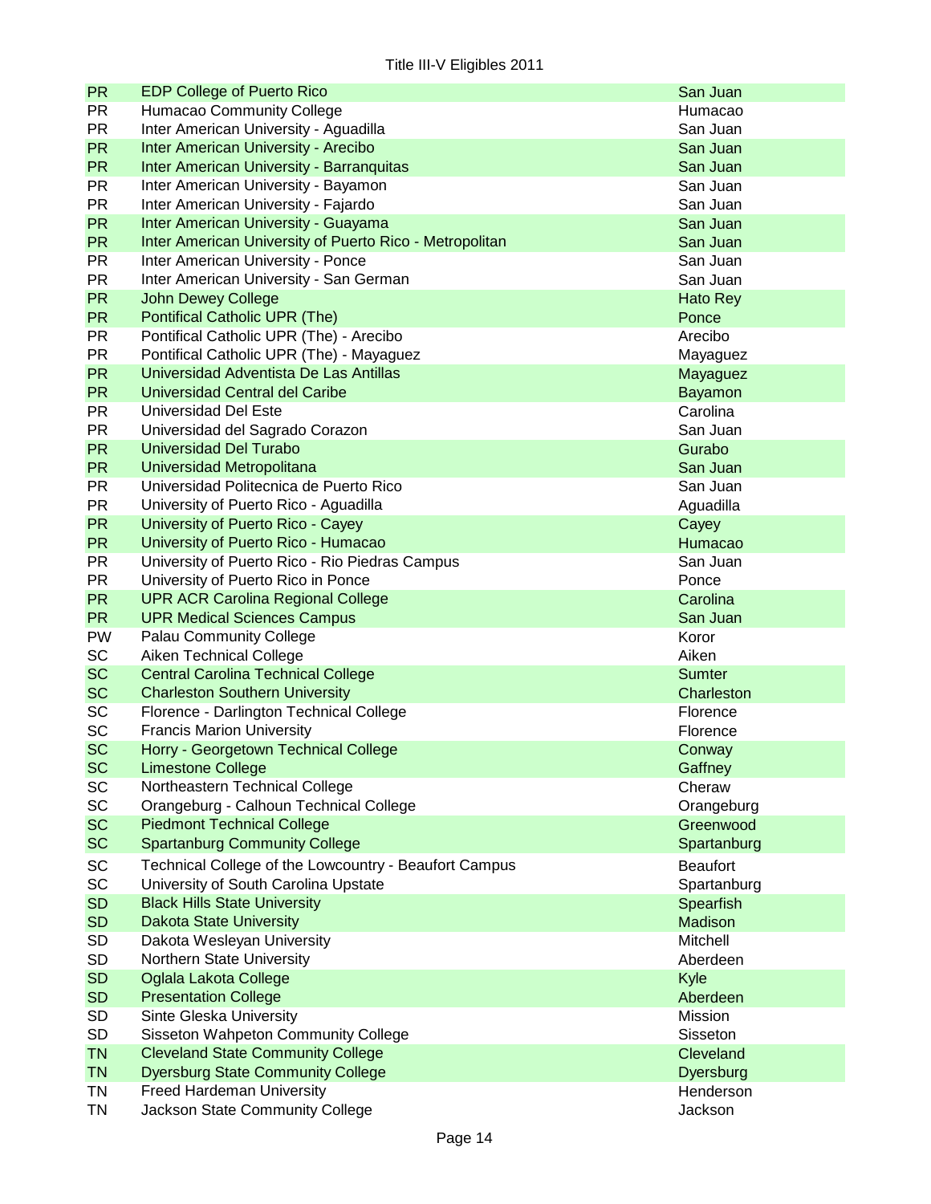| | | |
|---|---|---|
| PR | EDP College of Puerto Rico | San Juan |
| PR | Humacao Community College | Humacao |
| PR | Inter American University - Aguadilla | San Juan |
| PR | Inter American University - Arecibo | San Juan |
| PR | Inter American University - Barranquitas | San Juan |
| PR | Inter American University - Bayamon | San Juan |
| PR | Inter American University - Fajardo | San Juan |
| PR | Inter American University - Guayama | San Juan |
| PR | Inter American University of Puerto Rico - Metropolitan | San Juan |
| PR | Inter American University - Ponce | San Juan |
| PR | Inter American University - San German | San Juan |
| PR | John Dewey College | Hato Rey |
| PR | Pontifical Catholic UPR (The) | Ponce |
| PR | Pontifical Catholic UPR (The) - Arecibo | Arecibo |
| PR | Pontifical Catholic UPR (The) - Mayaguez | Mayaguez |
| PR | Universidad Adventista De Las Antillas | Mayaguez |
| PR | Universidad Central del Caribe | Bayamon |
| PR | Universidad Del Este | Carolina |
| PR | Universidad del Sagrado Corazon | San Juan |
| PR | Universidad Del Turabo | Gurabo |
| PR | Universidad Metropolitana | San Juan |
| PR | Universidad Politecnica de Puerto Rico | San Juan |
| PR | University of Puerto Rico - Aguadilla | Aguadilla |
| PR | University of Puerto Rico - Cayey | Cayey |
| PR | University of Puerto Rico - Humacao | Humacao |
| PR | University of Puerto Rico - Rio Piedras Campus | San Juan |
| PR | University of Puerto Rico in Ponce | Ponce |
| PR | UPR ACR Carolina Regional College | Carolina |
| PR | UPR Medical Sciences Campus | San Juan |
| PW | Palau Community College | Koror |
| SC | Aiken Technical College | Aiken |
| SC | Central Carolina Technical College | Sumter |
| SC | Charleston Southern University | Charleston |
| SC | Florence - Darlington Technical College | Florence |
| SC | Francis Marion University | Florence |
| SC | Horry - Georgetown Technical College | Conway |
| SC | Limestone College | Gaffney |
| SC | Northeastern Technical College | Cheraw |
| SC | Orangeburg - Calhoun Technical College | Orangeburg |
| SC | Piedmont Technical College | Greenwood |
| SC | Spartanburg Community College | Spartanburg |
| SC | Technical College of the Lowcountry - Beaufort Campus | Beaufort |
| SC | University of South Carolina Upstate | Spartanburg |
| SD | Black Hills State University | Spearfish |
| SD | Dakota State University | Madison |
| SD | Dakota Wesleyan University | Mitchell |
| SD | Northern State University | Aberdeen |
| SD | Oglala Lakota College | Kyle |
| SD | Presentation College | Aberdeen |
| SD | Sinte Gleska University | Mission |
| SD | Sisseton Wahpeton Community College | Sisseton |
| TN | Cleveland State Community College | Cleveland |
| TN | Dyersburg State Community College | Dyersburg |
| TN | Freed Hardeman University | Henderson |
| TN | Jackson State Community College | Jackson |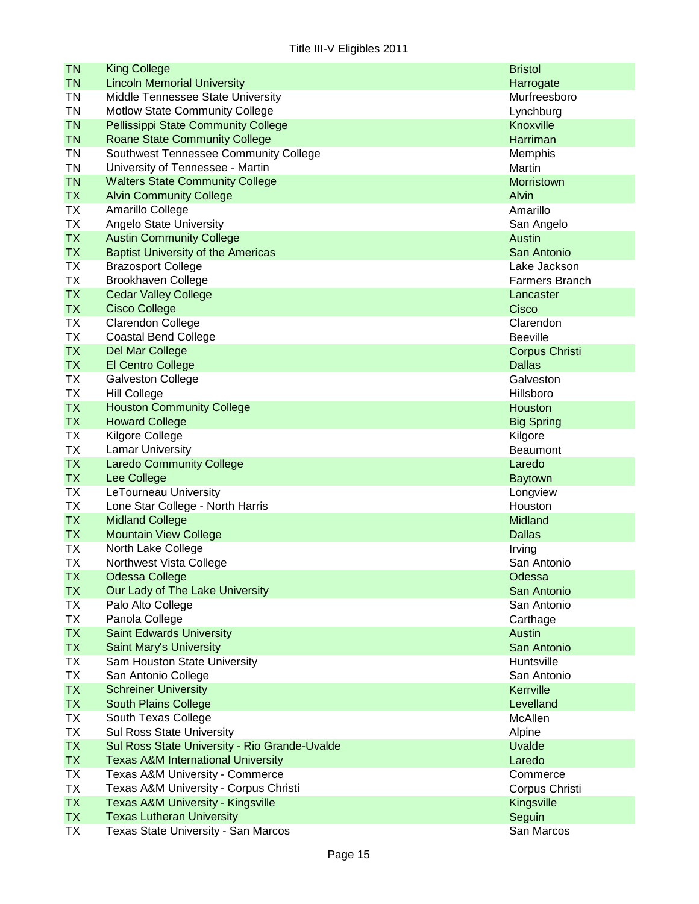| | | |
|---|---|---|
| TN | King College | Bristol |
| TN | Lincoln Memorial University | Harrogate |
| TN | Middle Tennessee State University | Murfreesboro |
| TN | Motlow State Community College | Lynchburg |
| TN | Pellissippi State Community College | Knoxville |
| TN | Roane State Community College | Harriman |
| TN | Southwest Tennessee Community College | Memphis |
| TN | University of Tennessee - Martin | Martin |
| TN | Walters State Community College | Morristown |
| TX | Alvin Community College | Alvin |
| TX | Amarillo College | Amarillo |
| TX | Angelo State University | San Angelo |
| TX | Austin Community College | Austin |
| TX | Baptist University of the Americas | San Antonio |
| TX | Brazosport College | Lake Jackson |
| TX | Brookhaven College | Farmers Branch |
| TX | Cedar Valley College | Lancaster |
| TX | Cisco College | Cisco |
| TX | Clarendon College | Clarendon |
| TX | Coastal Bend College | Beeville |
| TX | Del Mar College | Corpus Christi |
| TX | El Centro College | Dallas |
| TX | Galveston College | Galveston |
| TX | Hill College | Hillsboro |
| TX | Houston Community College | Houston |
| TX | Howard College | Big Spring |
| TX | Kilgore College | Kilgore |
| TX | Lamar University | Beaumont |
| TX | Laredo Community College | Laredo |
| TX | Lee College | Baytown |
| TX | LeTourneau University | Longview |
| TX | Lone Star College - North Harris | Houston |
| TX | Midland College | Midland |
| TX | Mountain View College | Dallas |
| TX | North Lake College | Irving |
| TX | Northwest Vista College | San Antonio |
| TX | Odessa College | Odessa |
| TX | Our Lady of The Lake University | San Antonio |
| TX | Palo Alto College | San Antonio |
| TX | Panola College | Carthage |
| TX | Saint Edwards University | Austin |
| TX | Saint Mary's University | San Antonio |
| TX | Sam Houston State University | Huntsville |
| TX | San Antonio College | San Antonio |
| TX | Schreiner University | Kerrville |
| TX | South Plains College | Levelland |
| TX | South Texas College | McAllen |
| TX | Sul Ross State University | Alpine |
| TX | Sul Ross State University - Rio Grande-Uvalde | Uvalde |
| TX | Texas A&M International University | Laredo |
| TX | Texas A&M University - Commerce | Commerce |
| TX | Texas A&M University - Corpus Christi | Corpus Christi |
| TX | Texas A&M University - Kingsville | Kingsville |
| TX | Texas Lutheran University | Seguin |
| TX | Texas State University - San Marcos | San Marcos |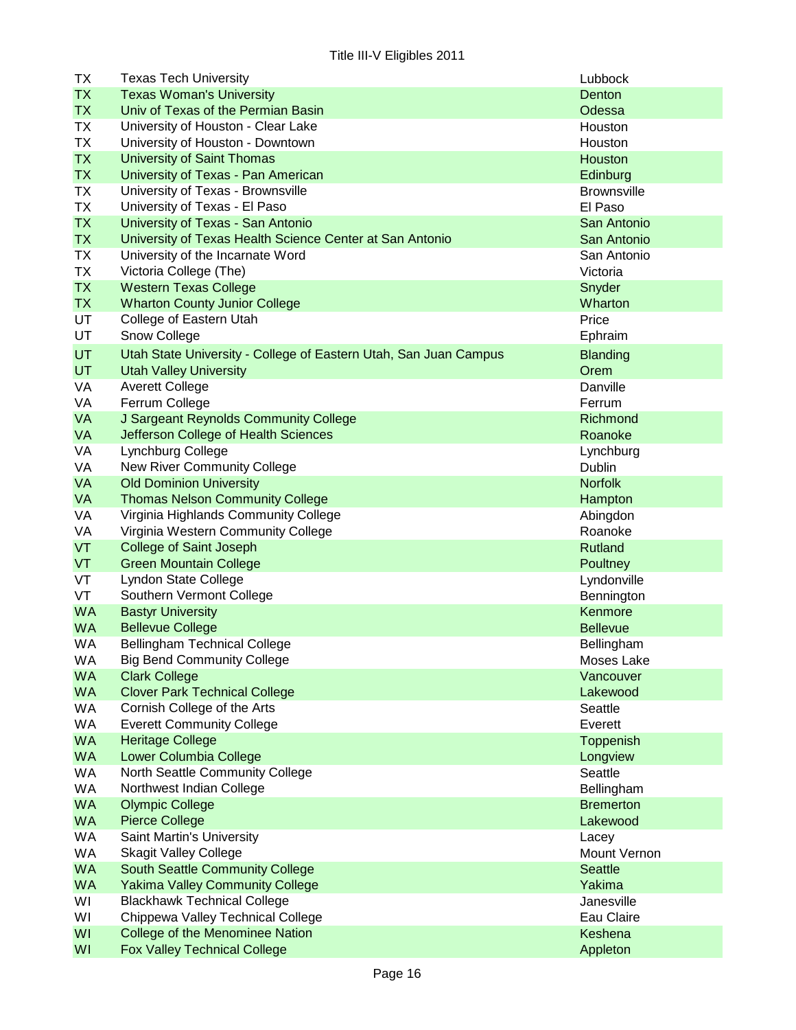| | | |
|---|---|---|
| TX | Texas Tech University | Lubbock |
| TX | Texas Woman's University | Denton |
| TX | Univ of Texas of the Permian Basin | Odessa |
| TX | University of Houston - Clear Lake | Houston |
| TX | University of Houston - Downtown | Houston |
| TX | University of Saint Thomas | Houston |
| TX | University of Texas - Pan American | Edinburg |
| TX | University of Texas - Brownsville | Brownsville |
| TX | University of Texas - El Paso | El Paso |
| TX | University of Texas - San Antonio | San Antonio |
| TX | University of Texas Health Science Center at San Antonio | San Antonio |
| TX | University of the Incarnate Word | San Antonio |
| TX | Victoria College (The) | Victoria |
| TX | Western Texas College | Snyder |
| TX | Wharton County Junior College | Wharton |
| UT | College of Eastern Utah | Price |
| UT | Snow College | Ephraim |
| UT | Utah State University - College of Eastern Utah, San Juan Campus | Blanding |
| UT | Utah Valley University | Orem |
| VA | Averett College | Danville |
| VA | Ferrum College | Ferrum |
| VA | J Sargeant Reynolds Community College | Richmond |
| VA | Jefferson College of Health Sciences | Roanoke |
| VA | Lynchburg College | Lynchburg |
| VA | New River Community College | Dublin |
| VA | Old Dominion University | Norfolk |
| VA | Thomas Nelson Community College | Hampton |
| VA | Virginia Highlands Community College | Abingdon |
| VA | Virginia Western Community College | Roanoke |
| VT | College of Saint Joseph | Rutland |
| VT | Green Mountain College | Poultney |
| VT | Lyndon State College | Lyndonville |
| VT | Southern Vermont College | Bennington |
| WA | Bastyr University | Kenmore |
| WA | Bellevue College | Bellevue |
| WA | Bellingham Technical College | Bellingham |
| WA | Big Bend Community College | Moses Lake |
| WA | Clark College | Vancouver |
| WA | Clover Park Technical College | Lakewood |
| WA | Cornish College of the Arts | Seattle |
| WA | Everett Community College | Everett |
| WA | Heritage College | Toppenish |
| WA | Lower Columbia College | Longview |
| WA | North Seattle Community College | Seattle |
| WA | Northwest Indian College | Bellingham |
| WA | Olympic College | Bremerton |
| WA | Pierce College | Lakewood |
| WA | Saint Martin's University | Lacey |
| WA | Skagit Valley College | Mount Vernon |
| WA | South Seattle Community College | Seattle |
| WA | Yakima Valley Community College | Yakima |
| WI | Blackhawk Technical College | Janesville |
| WI | Chippewa Valley Technical College | Eau Claire |
| WI | College of the Menominee Nation | Keshena |
| WI | Fox Valley Technical College | Appleton |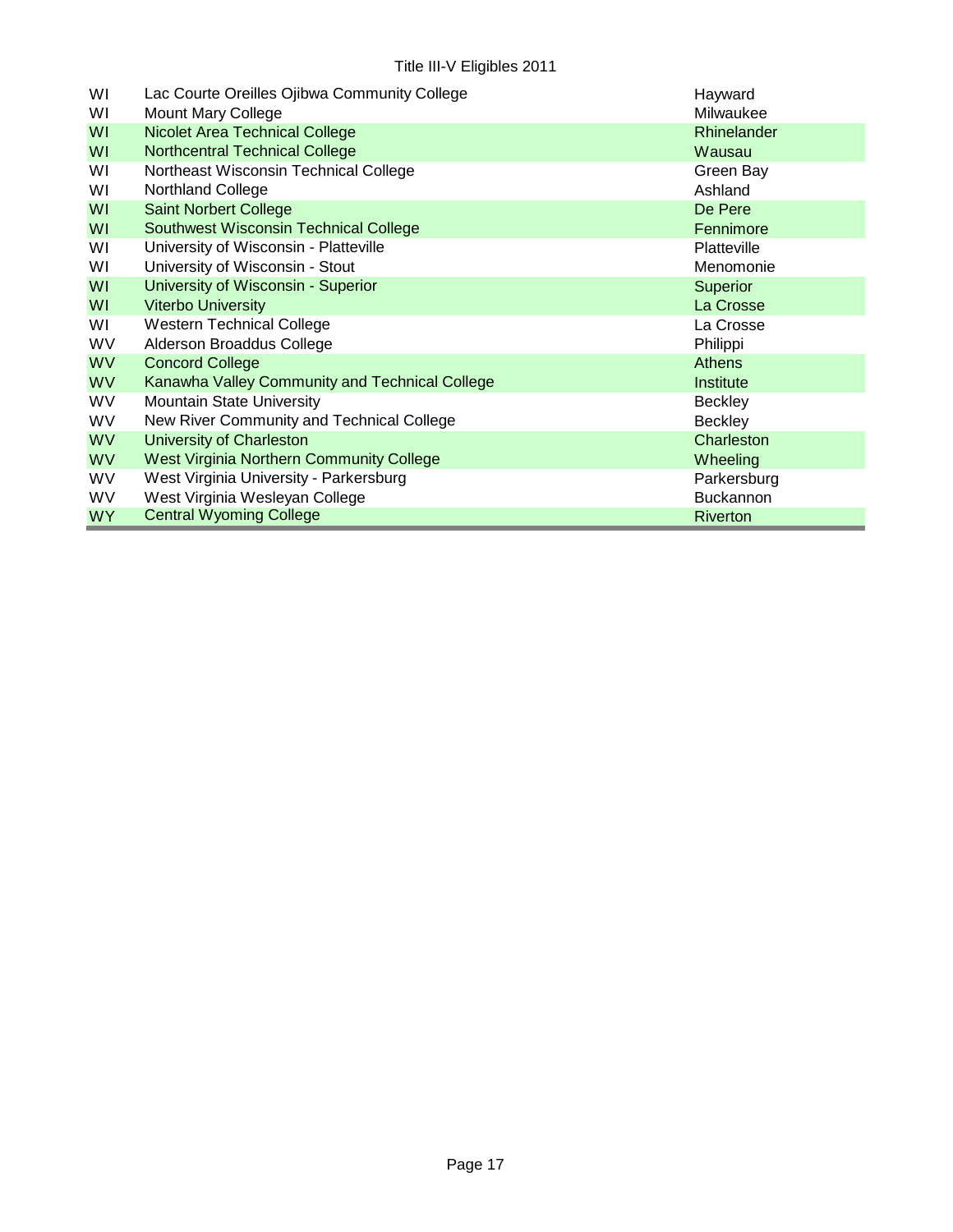| | | |
|---|---|---|
| WI | Lac Courte Oreilles Ojibwa Community College | Hayward |
| WI | Mount Mary College | Milwaukee |
| WI | Nicolet Area Technical College | Rhinelander |
| WI | Northcentral Technical College | Wausau |
| WI | Northeast Wisconsin Technical College | Green Bay |
| WI | Northland College | Ashland |
| WI | Saint Norbert College | De Pere |
| WI | Southwest Wisconsin Technical College | Fennimore |
| WI | University of Wisconsin - Platteville | Platteville |
| WI | University of Wisconsin - Stout | Menomonie |
| WI | University of Wisconsin - Superior | Superior |
| WI | Viterbo University | La Crosse |
| WI | Western Technical College | La Crosse |
| WV | Alderson Broaddus College | Philippi |
| WV | Concord College | Athens |
| WV | Kanawha Valley Community and Technical College | Institute |
| WV | Mountain State University | Beckley |
| WV | New River Community and Technical College | Beckley |
| WV | University of Charleston | Charleston |
| WV | West Virginia Northern Community College | Wheeling |
| WV | West Virginia University - Parkersburg | Parkersburg |
| WV | West Virginia Wesleyan College | Buckannon |
| WY | Central Wyoming College | Riverton |